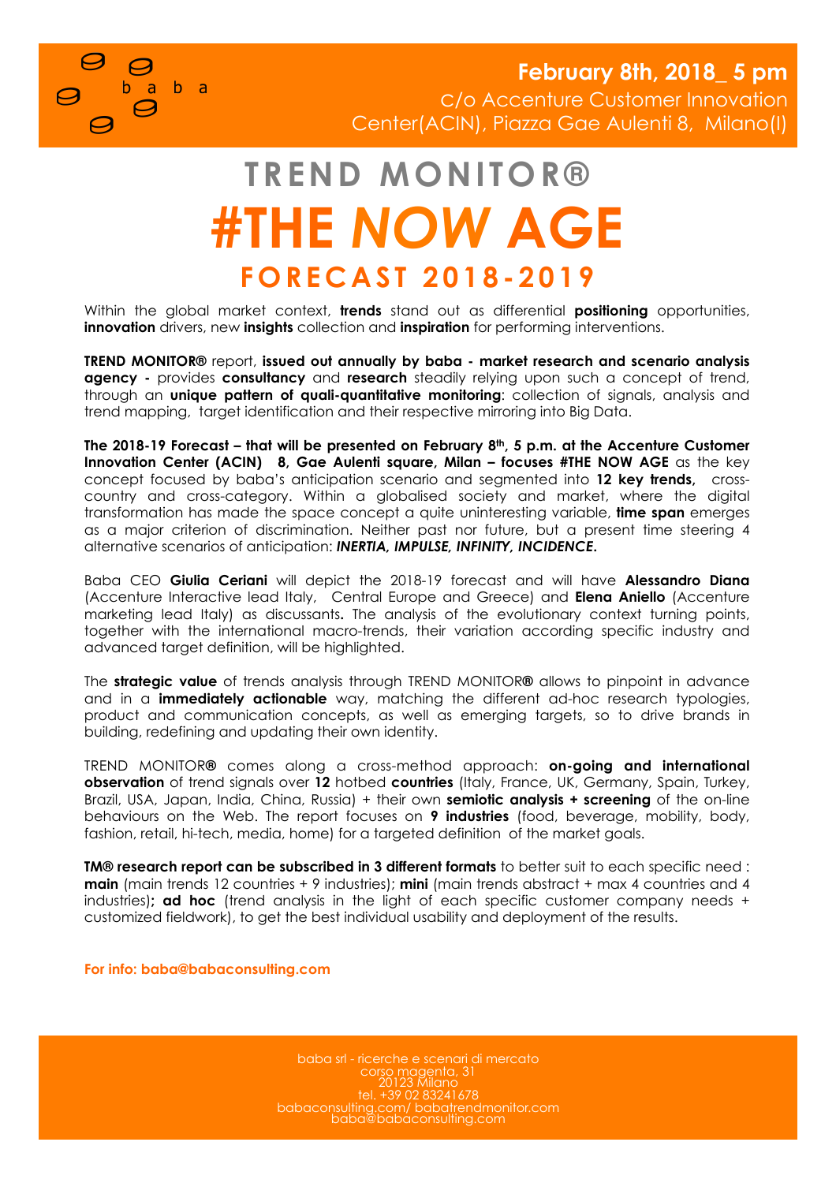baba

**February 8th, 2018_ 5 pm**

c/o Accenture Customer Innovation Center(ACIN), Piazza Gae Aulenti 8, Milano(I)

# TREND MONITOR®

# #THE *NOW* AGE

## FORECAST 2018-2019

Within the global market context, **trends** stand out as differential **positioning** opportunities, **innovation** drivers, new **insights** collection and **inspiration** for performing interventions.

**TREND MONITOR®** report, **issued out annually by baba - market research and scenario analysis agency -** provides **consultancy** and **research** steadily relying upon such a concept of trend, through an **unique pattern of quali-quantitative monitoring**: collection of signals, analysis and trend mapping, target identification and their respective mirroring into Big Data.

**The 2018-19 Forecast – that will be presented on February 8th, 5 p.m. at the Accenture Customer Innovation Center (ACIN) 8, Gae Aulenti square, Milan – focuses #THE NOW AGE** as the key concept focused by baba's anticipation scenario and segmented into **12 key trends,** cross-country and cross-category. Within a globalised society and market, where the digital transformation has made the space concept a quite uninteresting variable, **time span** emerges as a major criterion of discrimination. Neither past nor future, but a present time steering 4 alternative scenarios of anticipation: ***INERTIA, IMPULSE, INFINITY, INCIDENCE.***

Baba CEO **Giulia Ceriani** will depict the 2018-19 forecast and will have **Alessandro Diana** (Accenture Interactive lead Italy, Central Europe and Greece) and **Elena Aniello** (Accenture marketing lead Italy) as discussants**.** The analysis of the evolutionary context turning points, together with the international macro-trends, their variation according specific industry and advanced target definition, will be highlighted.

The **strategic value** of trends analysis through TREND MONITOR**®** allows to pinpoint in advance and in a **immediately actionable** way, matching the different ad-hoc research typologies, product and communication concepts, as well as emerging targets, so to drive brands in building, redefining and updating their own identity.

TREND MONITOR**®** comes along a cross-method approach: **on-going and international observation** of trend signals over **12** hotbed **countries** (Italy, France, UK, Germany, Spain, Turkey, Brazil, USA, Japan, India, China, Russia) + their own **semiotic analysis + screening** of the on-line behaviours on the Web. The report focuses on **9 industries** (food, beverage, mobility, body, fashion, retail, hi-tech, media, home) for a targeted definition of the market goals.

**TM® research report can be subscribed in 3 different formats** to better suit to each specific need : **main** (main trends 12 countries + 9 industries); **mini** (main trends abstract + max 4 countries and 4 industries)**; ad hoc** (trend analysis in the light of each specific customer company needs + customized fieldwork), to get the best individual usability and deployment of the results.

**For info: baba@babaconsulting.com**

baba srl - ricerche e scenari di mercato
corso magenta, 31
20123 Milano
tel. +39 02 83241678
babaconsulting.com/ babatrendmonitor.com
baba@babaconsulting.com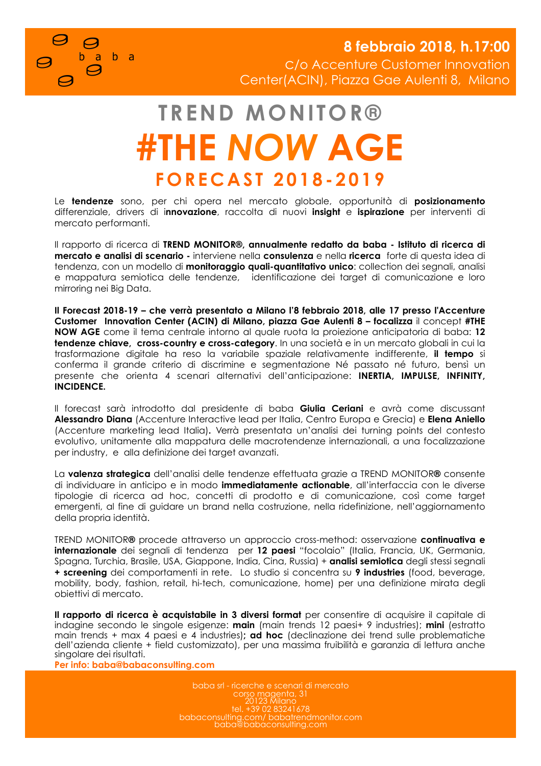b a b a

**8 febbraio 2018, h.17:00**

c/o Accenture Customer Innovation Center(ACIN), Piazza Gae Aulenti 8, Milano

# TREND MONITOR®

# #THE *NOW* AGE

## FORECAST 2018-2019

Le **tendenze** sono, per chi opera nel mercato globale, opportunità di **posizionamento** differenziale, drivers di i**nnovazione**, raccolta di nuovi **insight** e **ispirazione** per interventi di mercato performanti.

Il rapporto di ricerca di **TREND MONITOR®, annualmente redatto da baba - Istituto di ricerca di mercato e analisi di scenario -** interviene nella **consulenza** e nella **ricerca** forte di questa idea di tendenza, con un modello di **monitoraggio quali-quantitativo unico**: collection dei segnali, analisi e mappatura semiotica delle tendenze, identificazione dei target di comunicazione e loro mirroring nei Big Data.

**Il Forecast 2018-19 – che verrà presentato a Milano l'8 febbraio 2018, alle 17 presso l'Accenture Customer Innovation Center (ACIN) di Milano, piazza Gae Aulenti 8 – focalizza** il concept **#THE NOW AGE** come il tema centrale intorno al quale ruota la proiezione anticipatoria di baba: **12 tendenze chiave, cross-country e cross-category**. In una società e in un mercato globali in cui la trasformazione digitale ha reso la variabile spaziale relativamente indifferente, **il tempo** si conferma il grande criterio di discrimine e segmentazione Né passato né futuro, bensì un presente che orienta 4 scenari alternativi dell'anticipazione: **INERTIA, IMPULSE, INFINITY, INCIDENCE.**

Il forecast sarà introdotto dal presidente di baba **Giulia Ceriani** e avrà come discussant **Alessandro Diana** (Accenture Interactive lead per Italia, Centro Europa e Grecia) e **Elena Aniello** (Accenture marketing lead Italia)**.** Verrà presentata un'analisi dei turning points del contesto evolutivo, unitamente alla mappatura delle macrotendenze internazionali, a una focalizzazione per industry, e alla definizione dei target avanzati.

La **valenza strategica** dell'analisi delle tendenze effettuata grazie a TREND MONITOR**®** consente di individuare in anticipo e in modo **immediatamente actionable**, all'interfaccia con le diverse tipologie di ricerca ad hoc, concetti di prodotto e di comunicazione, così come target emergenti, al fine di guidare un brand nella costruzione, nella ridefinizione, nell'aggiornamento della propria identità.

TREND MONITOR**®** procede attraverso un approccio cross-method: osservazione **continuativa e internazionale** dei segnali di tendenza per **12 paesi** "focolaio" (Italia, Francia, UK, Germania, Spagna, Turchia, Brasile, USA, Giappone, India, Cina, Russia) + **analisi semiotica** degli stessi segnali **+ screening** dei comportamenti in rete. Lo studio si concentra su **9 industries** (food, beverage, mobility, body, fashion, retail, hi-tech, comunicazione, home) per una definizione mirata degli obiettivi di mercato.

**Il rapporto di ricerca è acquistabile in 3 diversi format** per consentire di acquisire il capitale di indagine secondo le singole esigenze: **main** (main trends 12 paesi+ 9 industries); **mini** (estratto main trends + max 4 paesi e 4 industries)**; ad hoc** (declinazione dei trend sulle problematiche dell'azienda cliente + field customizzato), per una massima fruibilità e garanzia di lettura anche singolare dei risultati.

**Per info: baba@babaconsulting.com**

baba srl - ricerche e scenari di mercato
corso magenta, 31
20123 Milano
tel. +39 02 83241678
babaconsulting.com/ babatrendmonitor.com
baba@babaconsulting.com